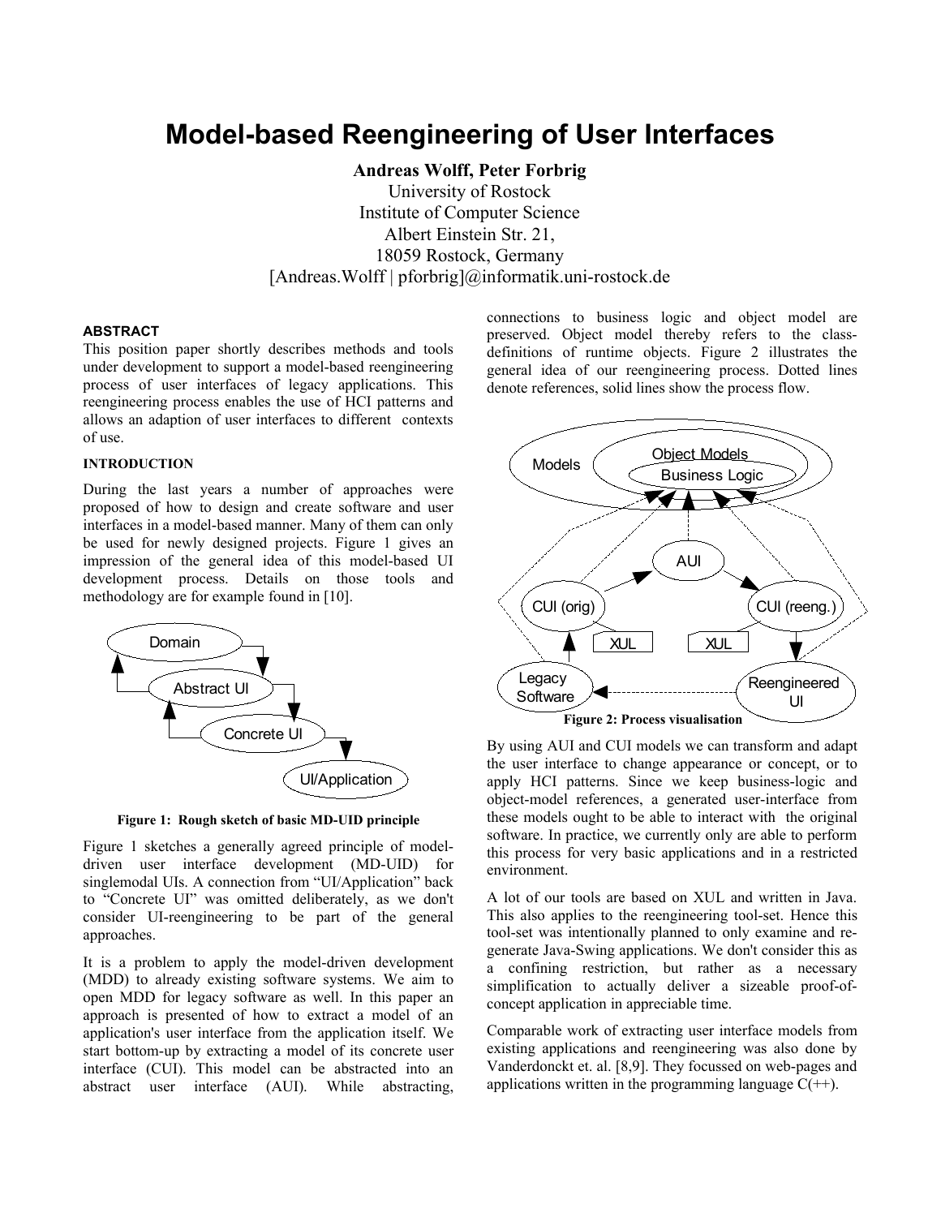# Model-based Reengineering of User Interfaces

**Andreas Wolff, Peter Forbrig**

University of Rostock
Institute of Computer Science
Albert Einstein Str. 21,
18059 Rostock, Germany
[Andreas.Wolff | pforbrig]@informatik.uni-rostock.de

## ABSTRACT

This position paper shortly describes methods and tools under development to support a model-based reengineering process of user interfaces of legacy applications. This reengineering process enables the use of HCI patterns and allows an adaption of user interfaces to different contexts of use.

## INTRODUCTION

During the last years a number of approaches were proposed of how to design and create software and user interfaces in a model-based manner. Many of them can only be used for newly designed projects. Figure 1 gives an impression of the general idea of this model-based UI development process. Details on those tools and methodology are for example found in [10].

**Figure 1: Rough sketch of basic MD-UID principle**

Figure 1 sketches a generally agreed principle of model-driven user interface development (MD-UID) for singlemodal UIs. A connection from "UI/Application" back to "Concrete UI" was omitted deliberately, as we don't consider UI-reengineering to be part of the general approaches.

It is a problem to apply the model-driven development (MDD) to already existing software systems. We aim to open MDD for legacy software as well. In this paper an approach is presented of how to extract a model of an application's user interface from the application itself. We start bottom-up by extracting a model of its concrete user interface (CUI). This model can be abstracted into an abstract user interface (AUI). While abstracting, connections to business logic and object model are preserved. Object model thereby refers to the class-definitions of runtime objects. Figure 2 illustrates the general idea of our reengineering process. Dotted lines denote references, solid lines show the process flow.

**Figure 2: Process visualisation**

By using AUI and CUI models we can transform and adapt the user interface to change appearance or concept, or to apply HCI patterns. Since we keep business-logic and object-model references, a generated user-interface from these models ought to be able to interact with the original software. In practice, we currently only are able to perform this process for very basic applications and in a restricted environment.

A lot of our tools are based on XUL and written in Java. This also applies to the reengineering tool-set. Hence this tool-set was intentionally planned to only examine and re-generate Java-Swing applications. We don't consider this as a confining restriction, but rather as a necessary simplification to actually deliver a sizeable proof-of-concept application in appreciable time.

Comparable work of extracting user interface models from existing applications and reengineering was also done by Vanderdonckt et. al. [8,9]. They focussed on web-pages and applications written in the programming language C(++).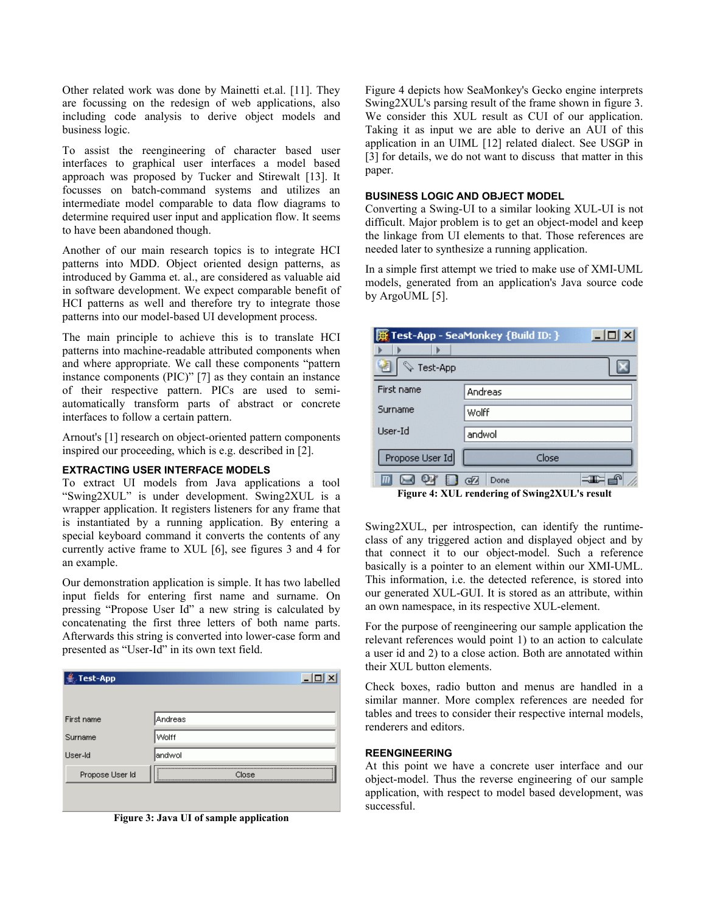Other related work was done by Mainetti et.al. [11]. They are focussing on the redesign of web applications, also including code analysis to derive object models and business logic.

To assist the reengineering of character based user interfaces to graphical user interfaces a model based approach was proposed by Tucker and Stirewalt [13]. It focusses on batch-command systems and utilizes an intermediate model comparable to data flow diagrams to determine required user input and application flow. It seems to have been abandoned though.

Another of our main research topics is to integrate HCI patterns into MDD. Object oriented design patterns, as introduced by Gamma et. al., are considered as valuable aid in software development. We expect comparable benefit of HCI patterns as well and therefore try to integrate those patterns into our model-based UI development process.

The main principle to achieve this is to translate HCI patterns into machine-readable attributed components when and where appropriate. We call these components "pattern instance components (PIC)" [7] as they contain an instance of their respective pattern. PICs are used to semi-automatically transform parts of abstract or concrete interfaces to follow a certain pattern.

Arnout's [1] research on object-oriented pattern components inspired our proceeding, which is e.g. described in [2].

## EXTRACTING USER INTERFACE MODELS

To extract UI models from Java applications a tool "Swing2XUL" is under development. Swing2XUL is a wrapper application. It registers listeners for any frame that is instantiated by a running application. By entering a special keyboard command it converts the contents of any currently active frame to XUL [6], see figures 3 and 4 for an example.

Our demonstration application is simple. It has two labelled input fields for entering first name and surname. On pressing "Propose User Id" a new string is calculated by concatenating the first three letters of both name parts. Afterwards this string is converted into lower-case form and presented as "User-Id" in its own text field.

**Figure 3: Java UI of sample application**

Figure 4 depicts how SeaMonkey's Gecko engine interprets Swing2XUL's parsing result of the frame shown in figure 3. We consider this XUL result as CUI of our application. Taking it as input we are able to derive an AUI of this application in an UIML [12] related dialect. See USGP in [3] for details, we do not want to discuss that matter in this paper.

## BUSINESS LOGIC AND OBJECT MODEL

Converting a Swing-UI to a similar looking XUL-UI is not difficult. Major problem is to get an object-model and keep the linkage from UI elements to that. Those references are needed later to synthesize a running application.

In a simple first attempt we tried to make use of XMI-UML models, generated from an application's Java source code by ArgoUML [5].

**Figure 4: XUL rendering of Swing2XUL's result**

Swing2XUL, per introspection, can identify the runtime-class of any triggered action and displayed object and by that connect it to our object-model. Such a reference basically is a pointer to an element within our XMI-UML. This information, i.e. the detected reference, is stored into our generated XUL-GUI. It is stored as an attribute, within an own namespace, in its respective XUL-element.

For the purpose of reengineering our sample application the relevant references would point 1) to an action to calculate a user id and 2) to a close action. Both are annotated within their XUL button elements.

Check boxes, radio button and menus are handled in a similar manner. More complex references are needed for tables and trees to consider their respective internal models, renderers and editors.

## REENGINEERING

At this point we have a concrete user interface and our object-model. Thus the reverse engineering of our sample application, with respect to model based development, was successful.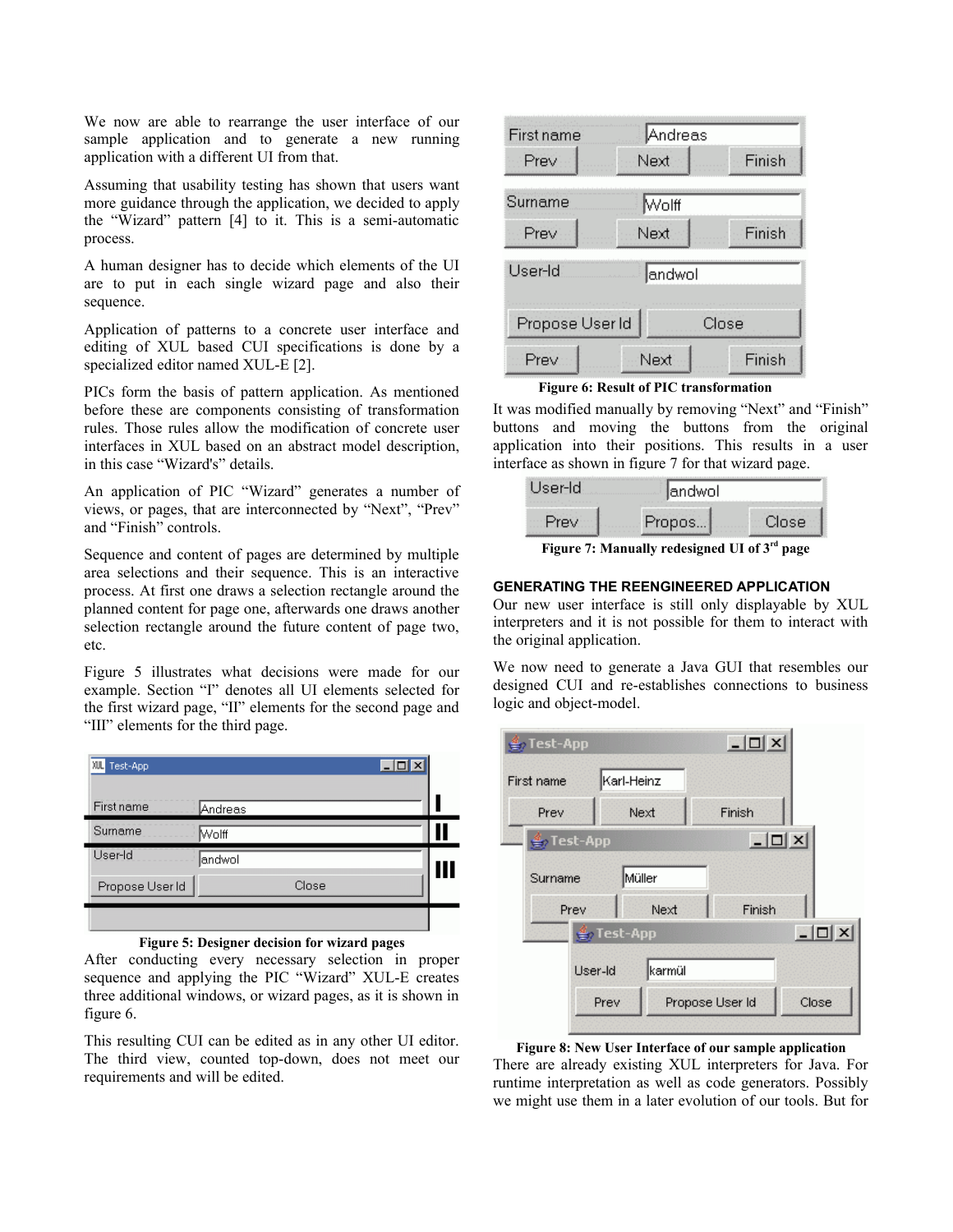We now are able to rearrange the user interface of our sample application and to generate a new running application with a different UI from that.

Assuming that usability testing has shown that users want more guidance through the application, we decided to apply the "Wizard" pattern [4] to it. This is a semi-automatic process.

A human designer has to decide which elements of the UI are to put in each single wizard page and also their sequence.

Application of patterns to a concrete user interface and editing of XUL based CUI specifications is done by a specialized editor named XUL-E [2].

PICs form the basis of pattern application. As mentioned before these are components consisting of transformation rules. Those rules allow the modification of concrete user interfaces in XUL based on an abstract model description, in this case "Wizard's" details.

An application of PIC "Wizard" generates a number of views, or pages, that are interconnected by "Next", "Prev" and "Finish" controls.

Sequence and content of pages are determined by multiple area selections and their sequence. This is an interactive process. At first one draws a selection rectangle around the planned content for page one, afterwards one draws another selection rectangle around the future content of page two, etc.

Figure 5 illustrates what decisions were made for our example. Section "I" denotes all UI elements selected for the first wizard page, "II" elements for the second page and "III" elements for the third page.

**Figure 5: Designer decision for wizard pages**

After conducting every necessary selection in proper sequence and applying the PIC "Wizard" XUL-E creates three additional windows, or wizard pages, as it is shown in figure 6.

This resulting CUI can be edited as in any other UI editor. The third view, counted top-down, does not meet our requirements and will be edited.

**Figure 6: Result of PIC transformation**

It was modified manually by removing "Next" and "Finish" buttons and moving the buttons from the original application into their positions. This results in a user interface as shown in figure 7 for that wizard page.

**Figure 7: Manually redesigned UI of 3rd page**

## GENERATING THE REENGINEERED APPLICATION

Our new user interface is still only displayable by XUL interpreters and it is not possible for them to interact with the original application.

We now need to generate a Java GUI that resembles our designed CUI and re-establishes connections to business logic and object-model.

**Figure 8: New User Interface of our sample application**

There are already existing XUL interpreters for Java. For runtime interpretation as well as code generators. Possibly we might use them in a later evolution of our tools. But for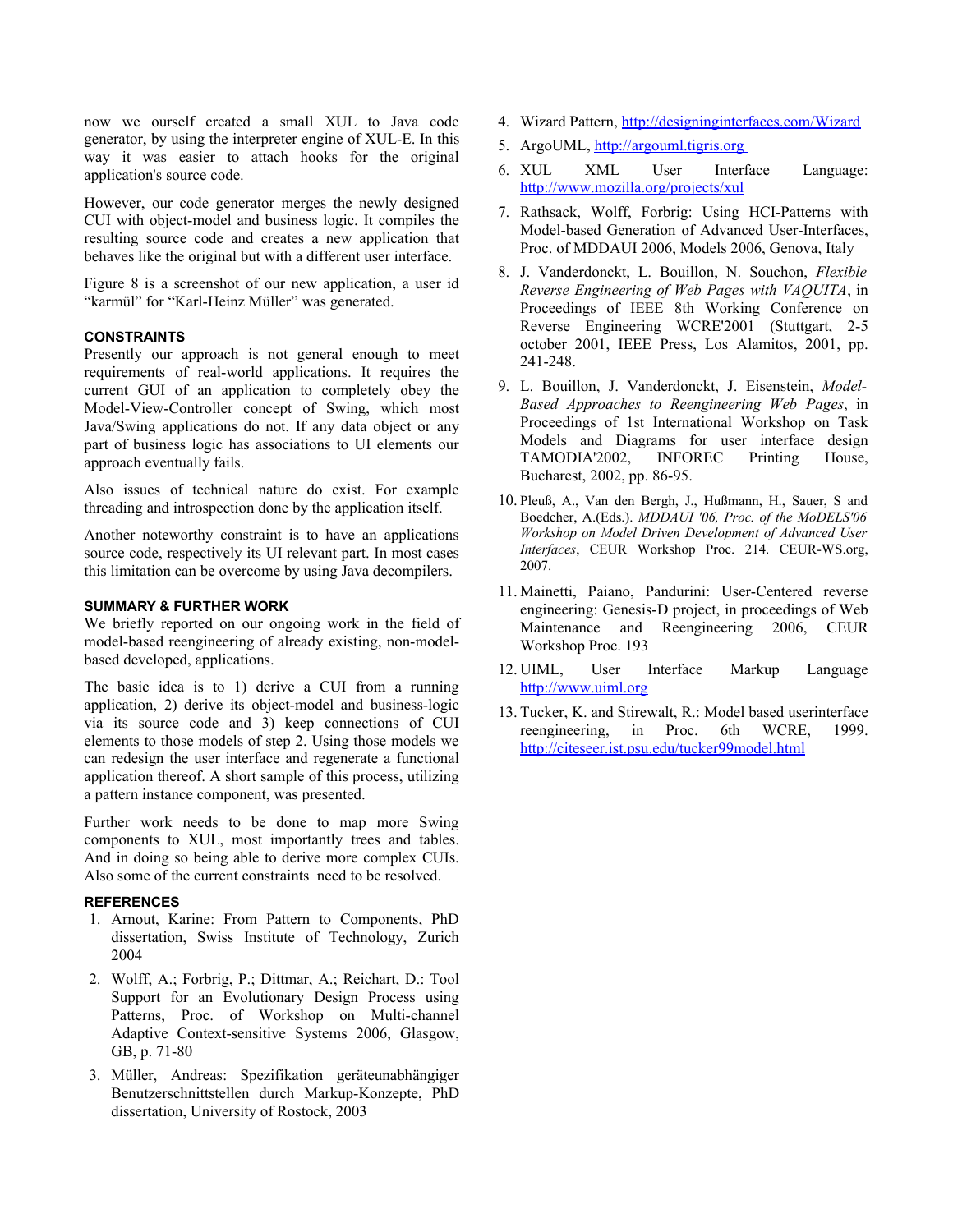now we ourself created a small XUL to Java code generator, by using the interpreter engine of XUL-E. In this way it was easier to attach hooks for the original application's source code.

However, our code generator merges the newly designed CUI with object-model and business logic. It compiles the resulting source code and creates a new application that behaves like the original but with a different user interface.

Figure 8 is a screenshot of our new application, a user id "karmül" for "Karl-Heinz Müller" was generated.

### CONSTRAINTS

Presently our approach is not general enough to meet requirements of real-world applications. It requires the current GUI of an application to completely obey the Model-View-Controller concept of Swing, which most Java/Swing applications do not. If any data object or any part of business logic has associations to UI elements our approach eventually fails.

Also issues of technical nature do exist. For example threading and introspection done by the application itself.

Another noteworthy constraint is to have an applications source code, respectively its UI relevant part. In most cases this limitation can be overcome by using Java decompilers.

### SUMMARY & FURTHER WORK

We briefly reported on our ongoing work in the field of model-based reengineering of already existing, non-model-based developed, applications.

The basic idea is to 1) derive a CUI from a running application, 2) derive its object-model and business-logic via its source code and 3) keep connections of CUI elements to those models of step 2. Using those models we can redesign the user interface and regenerate a functional application thereof. A short sample of this process, utilizing a pattern instance component, was presented.

Further work needs to be done to map more Swing components to XUL, most importantly trees and tables. And in doing so being able to derive more complex CUIs. Also some of the current constraints need to be resolved.

### REFERENCES

1. Arnout, Karine: From Pattern to Components, PhD dissertation, Swiss Institute of Technology, Zurich 2004
2. Wolff, A.; Forbrig, P.; Dittmar, A.; Reichart, D.: Tool Support for an Evolutionary Design Process using Patterns, Proc. of Workshop on Multi-channel Adaptive Context-sensitive Systems 2006, Glasgow, GB, p. 71-80
3. Müller, Andreas: Spezifikation geräteunabhängiger Benutzerschnittstellen durch Markup-Konzepte, PhD dissertation, University of Rostock, 2003
4. Wizard Pattern, http://designinginterfaces.com/Wizard
5. ArgoUML, http://argouml.tigris.org
6. XUL XML User Interface Language: http://www.mozilla.org/projects/xul
7. Rathsack, Wolff, Forbrig: Using HCI-Patterns with Model-based Generation of Advanced User-Interfaces, Proc. of MDDAUI 2006, Models 2006, Genova, Italy
8. J. Vanderdonckt, L. Bouillon, N. Souchon, *Flexible Reverse Engineering of Web Pages with VAQUITA*, in Proceedings of IEEE 8th Working Conference on Reverse Engineering WCRE'2001 (Stuttgart, 2-5 october 2001, IEEE Press, Los Alamitos, 2001, pp. 241-248.
9. L. Bouillon, J. Vanderdonckt, J. Eisenstein, *Model-Based Approaches to Reengineering Web Pages*, in Proceedings of 1st International Workshop on Task Models and Diagrams for user interface design TAMODIA'2002, INFOREC Printing House, Bucharest, 2002, pp. 86-95.
10. Pleuß, A., Van den Bergh, J., Hußmann, H., Sauer, S and Boedcher, A.(Eds.). *MDDAUI '06, Proc. of the MoDELS'06 Workshop on Model Driven Development of Advanced User Interfaces*, CEUR Workshop Proc. 214. CEUR-WS.org, 2007.
11. Mainetti, Paiano, Pandurini: User-Centered reverse engineering: Genesis-D project, in proceedings of Web Maintenance and Reengineering 2006, CEUR Workshop Proc. 193
12. UIML, User Interface Markup Language http://www.uiml.org
13. Tucker, K. and Stirewalt, R.: Model based userinterface reengineering, in Proc. 6th WCRE, 1999. http://citeseer.ist.psu.edu/tucker99model.html